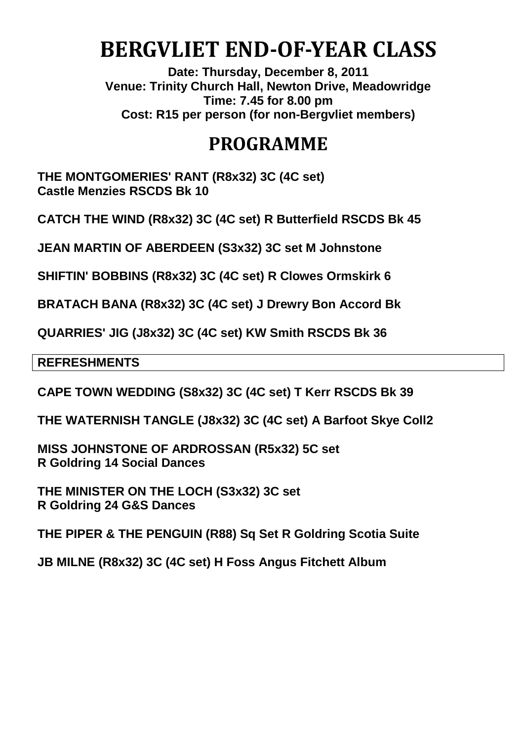# BERGVLIET END-OF-YEAR CLASS

**Date: Thursday, December 8, 2011**
**Venue: Trinity Church Hall, Newton Drive, Meadowridge**
**Time: 7.45 for 8.00 pm**
**Cost: R15 per person (for non-Bergvliet members)**

## PROGRAMME

**THE MONTGOMERIES' RANT (R8x32) 3C (4C set)**
**Castle Menzies RSCDS Bk 10**

**CATCH THE WIND (R8x32) 3C (4C set) R Butterfield RSCDS Bk 45**

**JEAN MARTIN OF ABERDEEN (S3x32) 3C set M Johnstone**

**SHIFTIN' BOBBINS (R8x32) 3C (4C set) R Clowes Ormskirk 6**

**BRATACH BANA (R8x32) 3C (4C set) J Drewry Bon Accord Bk**

**QUARRIES' JIG (J8x32) 3C (4C set) KW Smith RSCDS Bk 36**

**REFRESHMENTS**

**CAPE TOWN WEDDING (S8x32) 3C (4C set) T Kerr RSCDS Bk 39**

**THE WATERNISH TANGLE (J8x32) 3C (4C set) A Barfoot Skye Coll2**

**MISS JOHNSTONE OF ARDROSSAN (R5x32) 5C set**
**R Goldring 14 Social Dances**

**THE MINISTER ON THE LOCH (S3x32) 3C set**
**R Goldring 24 G&S Dances**

**THE PIPER & THE PENGUIN (R88) Sq Set R Goldring Scotia Suite**

**JB MILNE (R8x32) 3C (4C set) H Foss Angus Fitchett Album**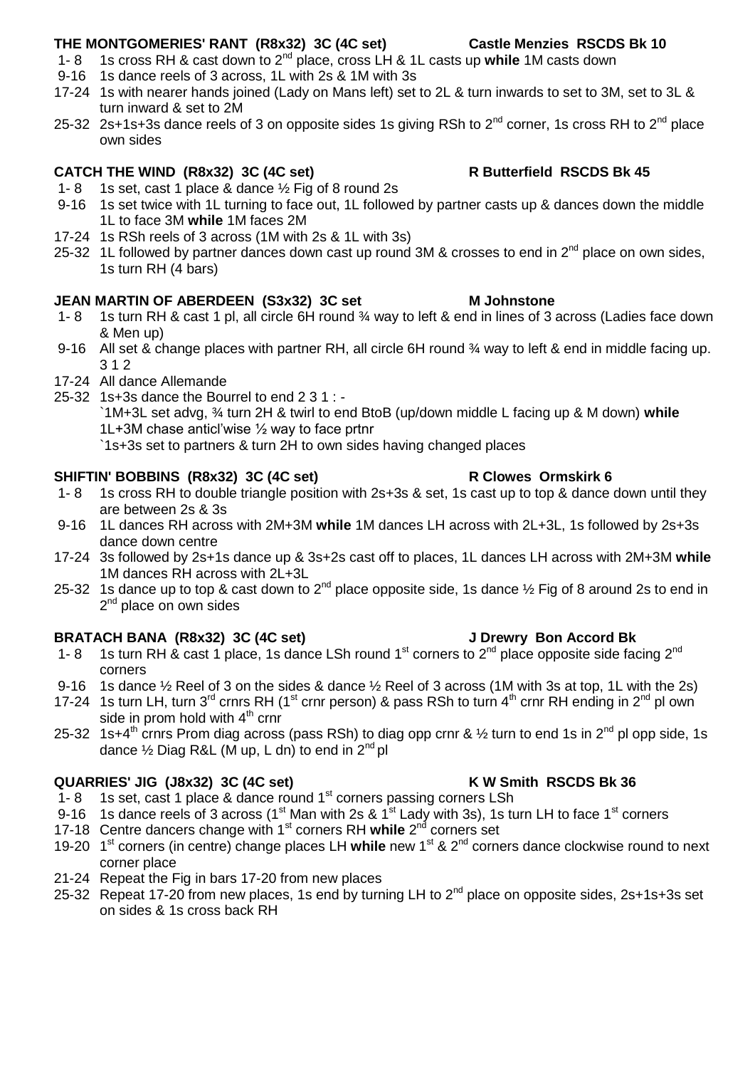### THE MONTGOMERIES' RANT (R8x32) 3C (4C set) — Castle Menzies RSCDS Bk 10

- 1- 8 1s cross RH & cast down to 2nd place, cross LH & 1L casts up **while** 1M casts down
- 9-16 1s dance reels of 3 across, 1L with 2s & 1M with 3s
- 17-24 1s with nearer hands joined (Lady on Mans left) set to 2L & turn inwards to set to 3M, set to 3L & turn inward & set to 2M
- 25-32 2s+1s+3s dance reels of 3 on opposite sides 1s giving RSh to 2nd corner, 1s cross RH to 2nd place own sides

### CATCH THE WIND (R8x32) 3C (4C set) — R Butterfield RSCDS Bk 45

- 1- 8 1s set, cast 1 place & dance ½ Fig of 8 round 2s
- 9-16 1s set twice with 1L turning to face out, 1L followed by partner casts up & dances down the middle 1L to face 3M **while** 1M faces 2M
- 17-24 1s RSh reels of 3 across (1M with 2s & 1L with 3s)
- 25-32 1L followed by partner dances down cast up round 3M & crosses to end in 2nd place on own sides, 1s turn RH (4 bars)

### JEAN MARTIN OF ABERDEEN (S3x32) 3C set — M Johnstone

- 1- 8 1s turn RH & cast 1 pl, all circle 6H round ¾ way to left & end in lines of 3 across (Ladies face down & Men up)
- 9-16 All set & change places with partner RH, all circle 6H round ¾ way to left & end in middle facing up. 3 1 2
- 17-24 All dance Allemande
- 25-32 1s+3s dance the Bourrel to end 2 3 1 : -
  `1M+3L set advg, ¾ turn 2H & twirl to end BtoB (up/down middle L facing up & M down) **while** 1L+3M chase anticl'wise ½ way to face prtnr
  `1s+3s set to partners & turn 2H to own sides having changed places

### SHIFTIN' BOBBINS (R8x32) 3C (4C set) — R Clowes Ormskirk 6

- 1- 8 1s cross RH to double triangle position with 2s+3s & set, 1s cast up to top & dance down until they are between 2s & 3s
- 9-16 1L dances RH across with 2M+3M **while** 1M dances LH across with 2L+3L, 1s followed by 2s+3s dance down centre
- 17-24 3s followed by 2s+1s dance up & 3s+2s cast off to places, 1L dances LH across with 2M+3M **while** 1M dances RH across with 2L+3L
- 25-32 1s dance up to top & cast down to 2nd place opposite side, 1s dance ½ Fig of 8 around 2s to end in 2nd place on own sides

### BRATACH BANA (R8x32) 3C (4C set) — J Drewry Bon Accord Bk

- 1- 8 1s turn RH & cast 1 place, 1s dance LSh round 1st corners to 2nd place opposite side facing 2nd corners
- 9-16 1s dance ½ Reel of 3 on the sides & dance ½ Reel of 3 across (1M with 3s at top, 1L with the 2s)
- 17-24 1s turn LH, turn 3rd crnrs RH (1st crnr person) & pass RSh to turn 4th crnr RH ending in 2nd pl own side in prom hold with 4th crnr
- 25-32 1s+4th crnrs Prom diag across (pass RSh) to diag opp crnr & ½ turn to end 1s in 2nd pl opp side, 1s dance ½ Diag R&L (M up, L dn) to end in 2nd pl

### QUARRIES' JIG (J8x32) 3C (4C set) — K W Smith RSCDS Bk 36

- 1- 8 1s set, cast 1 place & dance round 1st corners passing corners LSh
- 9-16 1s dance reels of 3 across (1st Man with 2s & 1st Lady with 3s), 1s turn LH to face 1st corners
- 17-18 Centre dancers change with 1st corners RH **while** 2nd corners set
- 19-20 1st corners (in centre) change places LH **while** new 1st & 2nd corners dance clockwise round to next corner place
- 21-24 Repeat the Fig in bars 17-20 from new places
- 25-32 Repeat 17-20 from new places, 1s end by turning LH to 2nd place on opposite sides, 2s+1s+3s set on sides & 1s cross back RH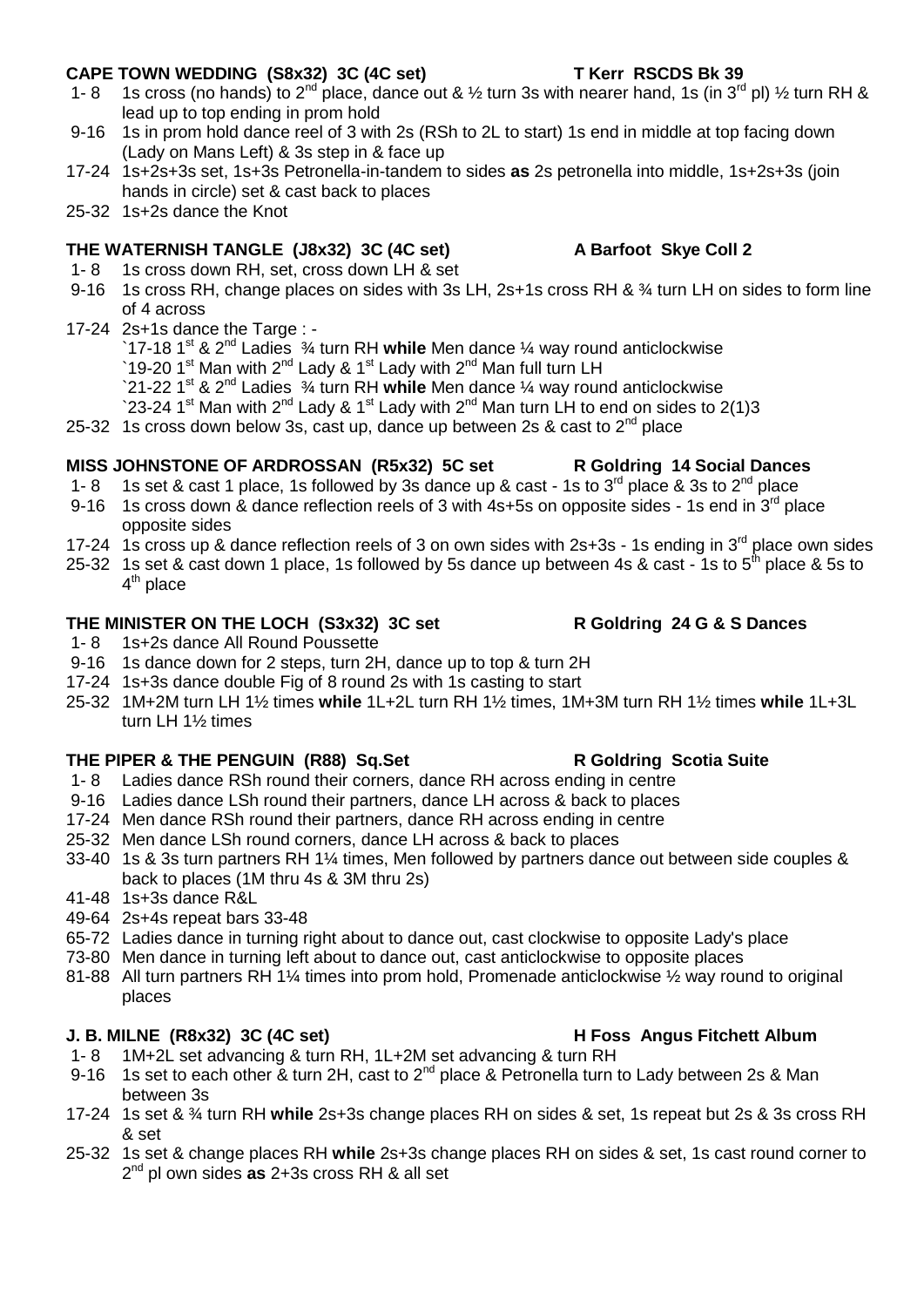**CAPE TOWN WEDDING (S8x32) 3C (4C set)** **T Kerr RSCDS Bk 39**

- 1- 8 1s cross (no hands) to 2nd place, dance out & ½ turn 3s with nearer hand, 1s (in 3rd pl) ½ turn RH & lead up to top ending in prom hold
- 9-16 1s in prom hold dance reel of 3 with 2s (RSh to 2L to start) 1s end in middle at top facing down (Lady on Mans Left) & 3s step in & face up
- 17-24 1s+2s+3s set, 1s+3s Petronella-in-tandem to sides **as** 2s petronella into middle, 1s+2s+3s (join hands in circle) set & cast back to places
- 25-32 1s+2s dance the Knot

**THE WATERNISH TANGLE (J8x32) 3C (4C set)** **A Barfoot Skye Coll 2**

- 1- 8 1s cross down RH, set, cross down LH & set
- 9-16 1s cross RH, change places on sides with 3s LH, 2s+1s cross RH & ¾ turn LH on sides to form line of 4 across
- 17-24 2s+1s dance the Targe : -
  - `17-18 1st & 2nd Ladies ¾ turn RH **while** Men dance ¼ way round anticlockwise
  - `19-20 1st Man with 2nd Lady & 1st Lady with 2nd Man full turn LH
  - `21-22 1st & 2nd Ladies ¾ turn RH **while** Men dance ¼ way round anticlockwise
  - `23-24 1st Man with 2nd Lady & 1st Lady with 2nd Man turn LH to end on sides to 2(1)3
- 25-32 1s cross down below 3s, cast up, dance up between 2s & cast to 2nd place

**MISS JOHNSTONE OF ARDROSSAN (R5x32) 5C set** **R Goldring 14 Social Dances**

- 1- 8 1s set & cast 1 place, 1s followed by 3s dance up & cast - 1s to 3rd place & 3s to 2nd place
- 9-16 1s cross down & dance reflection reels of 3 with 4s+5s on opposite sides - 1s end in 3rd place opposite sides
- 17-24 1s cross up & dance reflection reels of 3 on own sides with 2s+3s - 1s ending in 3rd place own sides
- 25-32 1s set & cast down 1 place, 1s followed by 5s dance up between 4s & cast - 1s to 5th place & 5s to 4th place

**THE MINISTER ON THE LOCH (S3x32) 3C set** **R Goldring 24 G & S Dances**

- 1- 8 1s+2s dance All Round Poussette
- 9-16 1s dance down for 2 steps, turn 2H, dance up to top & turn 2H
- 17-24 1s+3s dance double Fig of 8 round 2s with 1s casting to start
- 25-32 1M+2M turn LH 1½ times **while** 1L+2L turn RH 1½ times, 1M+3M turn RH 1½ times **while** 1L+3L turn LH 1½ times

**THE PIPER & THE PENGUIN (R88) Sq.Set** **R Goldring Scotia Suite**

- 1- 8 Ladies dance RSh round their corners, dance RH across ending in centre
- 9-16 Ladies dance LSh round their partners, dance LH across & back to places
- 17-24 Men dance RSh round their partners, dance RH across ending in centre
- 25-32 Men dance LSh round corners, dance LH across & back to places
- 33-40 1s & 3s turn partners RH 1¼ times, Men followed by partners dance out between side couples & back to places (1M thru 4s & 3M thru 2s)
- 41-48 1s+3s dance R&L
- 49-64 2s+4s repeat bars 33-48
- 65-72 Ladies dance in turning right about to dance out, cast clockwise to opposite Lady's place
- 73-80 Men dance in turning left about to dance out, cast anticlockwise to opposite places
- 81-88 All turn partners RH 1¼ times into prom hold, Promenade anticlockwise ½ way round to original places

**J. B. MILNE (R8x32) 3C (4C set)** **H Foss Angus Fitchett Album**

- 1- 8 1M+2L set advancing & turn RH, 1L+2M set advancing & turn RH
- 9-16 1s set to each other & turn 2H, cast to 2nd place & Petronella turn to Lady between 2s & Man between 3s
- 17-24 1s set & ¾ turn RH **while** 2s+3s change places RH on sides & set, 1s repeat but 2s & 3s cross RH & set
- 25-32 1s set & change places RH **while** 2s+3s change places RH on sides & set, 1s cast round corner to 2nd pl own sides **as** 2+3s cross RH & all set